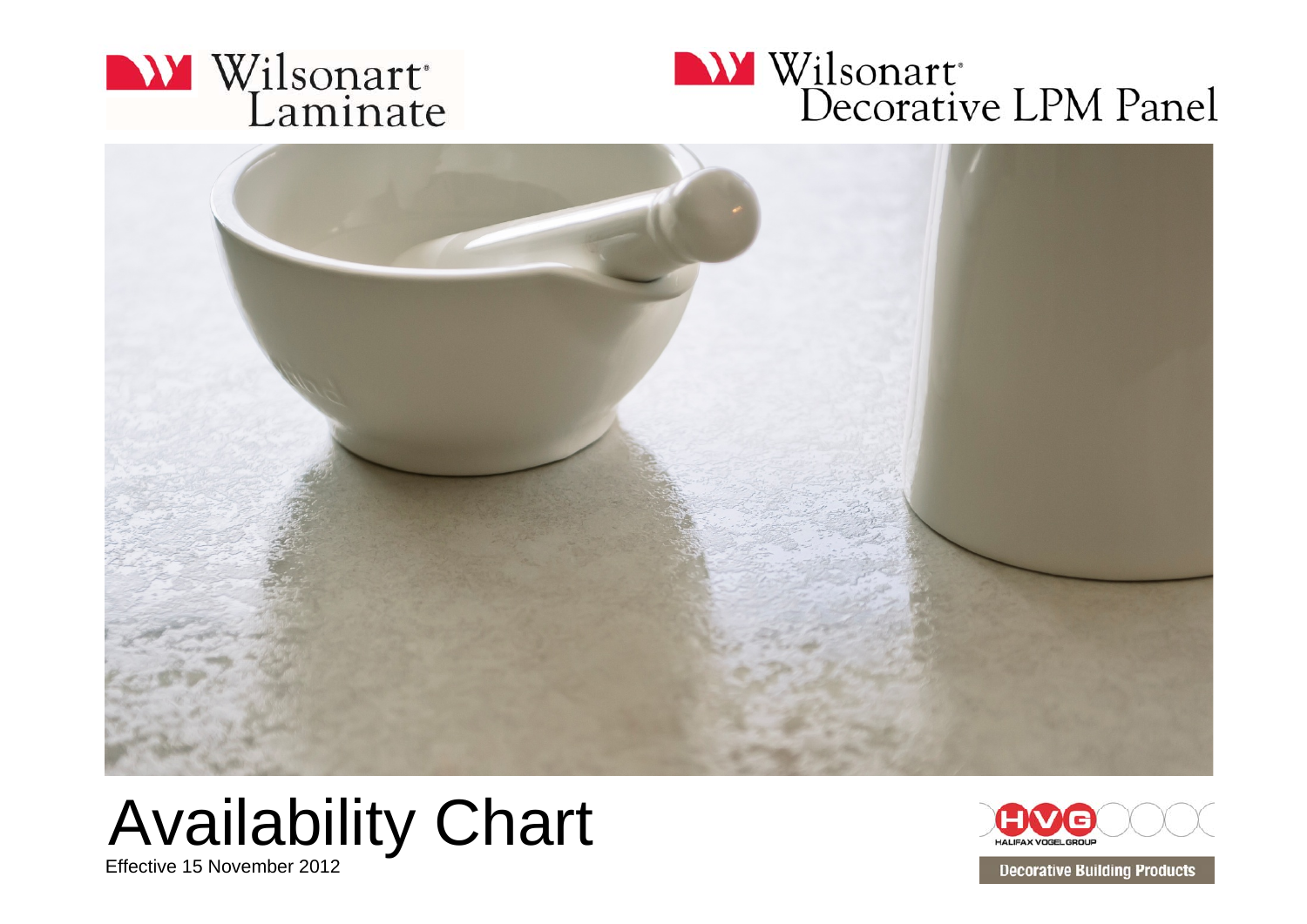Wilsonart® Laminate

Wilsonart® Decorative LPM Panel

# Availability Chart

Effective 15 November 2012

HVG HALIFAX VOGEL GROUP

Decorative Building Products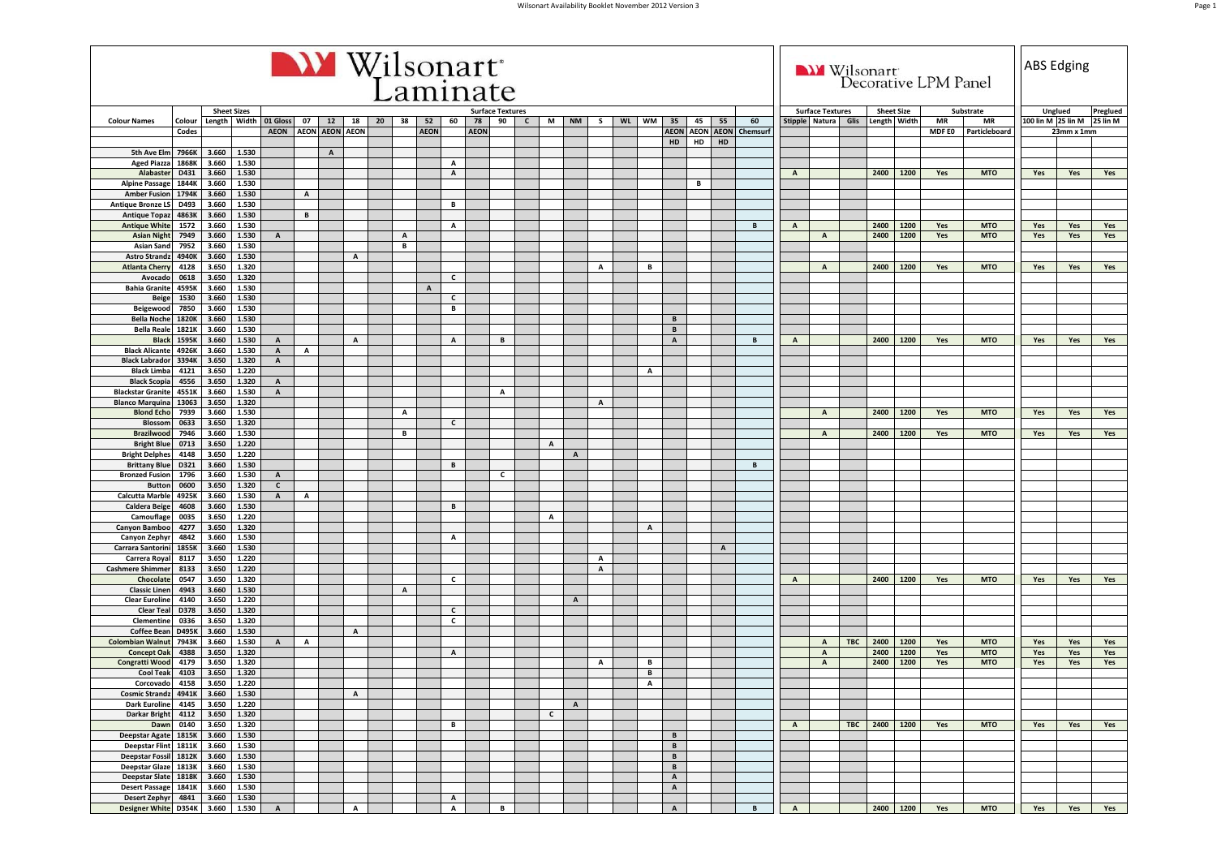# Wilsonart Laminate

| Colour Names | Colour | Sheet Sizes | | Surface Textures | | | | | | | | | | | | | | | | | | | | Wilsonart Decorative LPM Panel Surface Textures | | | Sheet Size | | Substrate | | ABS Edging Unglued | | Preglued |
|---|---|---|---|---|---|---|---|---|---|---|---|---|---|---|---|---|---|---|---|---|---|---|---|---|---|---|---|---|---|---|---|---|---|
| | Codes | Length | Width | 01 Gloss | 07 | 12 | 18 | 20 | 38 | 52 | 60 | 78 | 90 | C | M | NM | S | WL | WM | 35 | 45 | 55 | 60 | Stipple | Natura | Glis | Length | Width | MR | MR | 100 lin M | 25 lin M | 25 lin M |
| | | | | AEON | AEON | AEON | AEON | | | AEON | | AEON | | | | | | | | AEON | AEON | AEON | Chemsurf | | | | | | MDF E0 | Particleboard | 23mm x 1mm | | |
| | | | | | | | | | | | | | | | | | | | | HD | HD | HD | | | | | | | | | | | |
| 5th Ave Elm | 7966K | 3.660 | 1.530 | | | A | | | | | | | | | | | | | | | | | | | | | | | | | | | |
| Aged Piazza | 1868K | 3.660 | 1.530 | | | | | | | | A | | | | | | | | | | | | | | | | | | | | | | |
| Alabaster | D431 | 3.660 | 1.530 | | | | | | | | A | | | | | | | | | | | | | A | | | 2400 | 1200 | Yes | MTO | Yes | Yes | Yes |
| Alpine Passage | 1844K | 3.660 | 1.530 | | | | | | | | | | | | | | | | | | B | | | | | | | | | | | | |
| Amber Fusion | 1794K | 3.660 | 1.530 | | A | | | | | | | | | | | | | | | | | | | | | | | | | | | | |
| Antique Bronze LS | D493 | 3.660 | 1.530 | | | | | | | | B | | | | | | | | | | | | | | | | | | | | | | |
| Antique Topaz | 4863K | 3.660 | 1.530 | | B | | | | | | | | | | | | | | | | | | | | | | | | | | | | |
| Antique White | 1572 | 3.660 | 1.530 | | | | | | | | A | | | | | | | | | | | | B | A | | | 2400 | 1200 | Yes | MTO | Yes | Yes | Yes |
| Asian Night | 7949 | 3.660 | 1.530 | A | | | | | A | | | | | | | | | | | | | | | | A | | 2400 | 1200 | Yes | MTO | Yes | Yes | Yes |
| Asian Sand | 7952 | 3.660 | 1.530 | | | | | | B | | | | | | | | | | | | | | | | | | | | | | | | |
| Astro Strandz | 4940K | 3.660 | 1.530 | | | | A | | | | | | | | | | | | | | | | | | | | | | | | | | |
| Atlanta Cherry | 4128 | 3.650 | 1.320 | | | | | | | | | | | | | | A | | B | | | | | | A | | 2400 | 1200 | Yes | MTO | Yes | Yes | Yes |
| Avocado | 0618 | 3.650 | 1.320 | | | | | | | | C | | | | | | | | | | | | | | | | | | | | | | |
| Bahia Granite | 4595K | 3.660 | 1.530 | | | | | | | A | | | | | | | | | | | | | | | | | | | | | | | |
| Beige | 1530 | 3.660 | 1.530 | | | | | | | | C | | | | | | | | | | | | | | | | | | | | | | |
| Beigewood | 7850 | 3.660 | 1.530 | | | | | | | | B | | | | | | | | | | | | | | | | | | | | | | |
| Bella Noche | 1820K | 3.660 | 1.530 | | | | | | | | | | | | | | | | | B | | | | | | | | | | | | | |
| Bella Reale | 1821K | 3.660 | 1.530 | | | | | | | | | | | | | | | | | B | | | | | | | | | | | | | |
| Black | 1595K | 3.660 | 1.530 | A | | | A | | | | A | | B | | | | | | | A | | | B | A | | | 2400 | 1200 | Yes | MTO | Yes | Yes | Yes |
| Black Alicante | 4926K | 3.660 | 1.530 | A | A | | | | | | | | | | | | | | | | | | | | | | | | | | | | |
| Black Labrador | 3394K | 3.650 | 1.320 | A | | | | | | | | | | | | | | | | | | | | | | | | | | | | | |
| Black Limba | 4121 | 3.650 | 1.220 | | | | | | | | | | | | | | | | A | | | | | | | | | | | | | | |
| Black Scopia | 4556 | 3.650 | 1.320 | A | | | | | | | | | | | | | | | | | | | | | | | | | | | | | |
| Blackstar Granite | 4551K | 3.660 | 1.530 | A | | | | | | | | | A | | | | | | | | | | | | | | | | | | | | |
| Blanco Marquina | 13063 | 3.650 | 1.320 | | | | | | | | | | | | | | A | | | | | | | | | | | | | | | | |
| Blond Echo | 7939 | 3.660 | 1.530 | | | | | | A | | | | | | | | | | | | | | | | A | | 2400 | 1200 | Yes | MTO | Yes | Yes | Yes |
| Blossom | 0633 | 3.650 | 1.320 | | | | | | | | C | | | | | | | | | | | | | | | | | | | | | | |
| Brazilwood | 7946 | 3.660 | 1.530 | | | | | | B | | | | | | | | | | | | | | | | A | | 2400 | 1200 | Yes | MTO | Yes | Yes | Yes |
| Bright Blue | 0713 | 3.650 | 1.220 | | | | | | | | | | | | A | | | | | | | | | | | | | | | | | | |
| Bright Delphes | 4148 | 3.650 | 1.220 | | | | | | | | | | | | | A | | | | | | | | | | | | | | | | | |
| Brittany Blue | D321 | 3.660 | 1.530 | | | | | | | | B | | | | | | | | | | | | B | | | | | | | | | | |
| Bronzed Fusion | 1796 | 3.660 | 1.530 | A | | | | | | | | | C | | | | | | | | | | | | | | | | | | | | |
| Button | 0600 | 3.650 | 1.320 | C | | | | | | | | | | | | | | | | | | | | | | | | | | | | | |
| Calcutta Marble | 4925K | 3.660 | 1.530 | A | A | | | | | | | | | | | | | | | | | | | | | | | | | | | | |
| Caldera Beige | 4608 | 3.660 | 1.530 | | | | | | | | B | | | | | | | | | | | | | | | | | | | | | | |
| Camouflage | 0035 | 3.650 | 1.220 | | | | | | | | | | | | A | | | | | | | | | | | | | | | | | | |
| Canyon Bamboo | 4277 | 3.650 | 1.320 | | | | | | | | | | | | | | | | A | | | | | | | | | | | | | | |
| Canyon Zephyr | 4842 | 3.660 | 1.530 | | | | | | | | A | | | | | | | | | | | | | | | | | | | | | | |
| Carrara Santorini | 1855K | 3.660 | 1.530 | | | | | | | | | | | | | | | | | | | A | | | | | | | | | | | |
| Carrera Royal | 8117 | 3.650 | 1.220 | | | | | | | | | | | | | | A | | | | | | | | | | | | | | | | |
| Cashmere Shimmer | 8133 | 3.650 | 1.220 | | | | | | | | | | | | | | A | | | | | | | | | | | | | | | | |
| Chocolate | 0547 | 3.650 | 1.320 | | | | | | | | C | | | | | | | | | | | | | A | | | 2400 | 1200 | Yes | MTO | Yes | Yes | Yes |
| Classic Linen | 4943 | 3.660 | 1.530 | | | | | | A | | | | | | | | | | | | | | | | | | | | | | | | |
| Clear Euroline | 4140 | 3.650 | 1.220 | | | | | | | | | | | | | A | | | | | | | | | | | | | | | | | |
| Clear Teal | D378 | 3.650 | 1.320 | | | | | | | | C | | | | | | | | | | | | | | | | | | | | | | |
| Clementine | 0336 | 3.650 | 1.320 | | | | | | | | C | | | | | | | | | | | | | | | | | | | | | | |
| Coffee Bean | D495K | 3.660 | 1.530 | | | | A | | | | | | | | | | | | | | | | | | | | | | | | | | |
| Colombian Walnut | 7943K | 3.660 | 1.530 | A | A | | | | | | | | | | | | | | | | | | | | A | TBC | 2400 | 1200 | Yes | MTO | Yes | Yes | Yes |
| Concept Oak | 4388 | 3.650 | 1.320 | | | | | | | | A | | | | | | | | | | | | | | A | | 2400 | 1200 | Yes | MTO | Yes | Yes | Yes |
| Congratti Wood | 4179 | 3.650 | 1.320 | | | | | | | | | | | | | | A | | B | | | | | | A | | 2400 | 1200 | Yes | MTO | Yes | Yes | Yes |
| Cool Teak | 4103 | 3.650 | 1.320 | | | | | | | | | | | | | | | | B | | | | | | | | | | | | | | |
| Corcovado | 4158 | 3.650 | 1.220 | | | | | | | | | | | | | | | | A | | | | | | | | | | | | | | |
| Cosmic Strandz | 4941K | 3.660 | 1.530 | | | | A | | | | | | | | | | | | | | | | | | | | | | | | | | |
| Dark Euroline | 4145 | 3.650 | 1.220 | | | | | | | | | | | | | A | | | | | | | | | | | | | | | | | |
| Darkar Bright | 4112 | 3.650 | 1.320 | | | | | | | | | | | | C | | | | | | | | | | | | | | | | | | |
| Dawn | 0140 | 3.650 | 1.320 | | | | | | | | B | | | | | | | | | | | | | A | | TBC | 2400 | 1200 | Yes | MTO | Yes | Yes | Yes |
| Deepstar Agate | 1815K | 3.660 | 1.530 | | | | | | | | | | | | | | | | | B | | | | | | | | | | | | | |
| Deepstar Flint | 1811K | 3.660 | 1.530 | | | | | | | | | | | | | | | | | B | | | | | | | | | | | | | |
| Deepstar Fossil | 1812K | 3.660 | 1.530 | | | | | | | | | | | | | | | | | B | | | | | | | | | | | | | |
| Deepstar Glaze | 1813K | 3.660 | 1.530 | | | | | | | | | | | | | | | | | B | | | | | | | | | | | | | |
| Deepstar Slate | 1818K | 3.660 | 1.530 | | | | | | | | | | | | | | | | | A | | | | | | | | | | | | | |
| Desert Passage | 1841K | 3.660 | 1.530 | | | | | | | | | | | | | | | | | A | | | | | | | | | | | | | |
| Desert Zephyr | 4841 | 3.660 | 1.530 | | | | | | | | A | | | | | | | | | | | | | | | | | | | | | | |
| Designer White | D354K | 3.660 | 1.530 | A | | | A | | | | A | | B | | | | | | | A | | | B | A | | | 2400 | 1200 | Yes | MTO | Yes | Yes | Yes |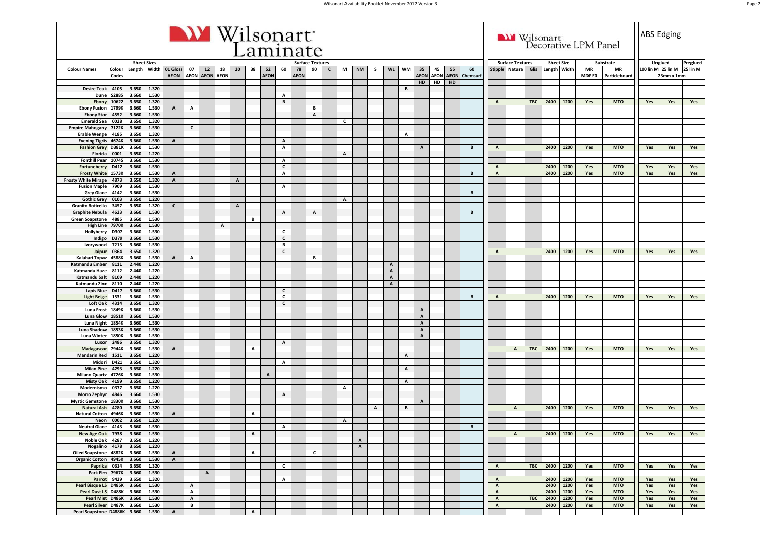# Wilsonart Laminate

| Colour Names | Colour Codes | Sheet Sizes Length | Sheet Sizes Width | Surface Textures 01 Gloss AEON | 07 AEON | 12 AEON | 18 AEON | 20 | 38 | 52 AEON | 60 | 78 AEON | 90 | C | M | NM | S | WL | WM | 35 AEON HD | 45 AEON HD | 55 AEON HD | 60 Chemsurf | Wilsonart Decorative LPM Panel: Surface Textures Stipple | Natura | Glis | Sheet Size Length | Sheet Size Width | Substrate MR MDF E0 | Substrate MR Particleboard | ABS Edging 23mm x 1mm: Unglued 100 lin M | Unglued 25 lin M | Preglued 25 lin M |
|---|---|---|---|---|---|---|---|---|---|---|---|---|---|---|---|---|---|---|---|---|---|---|---|---|---|---|---|---|---|---|---|---|---|
| Desire Teak | 4105 | 3.650 | 1.320 | | | | | | | | | | | | | | | | B | | | | | | | | | | | | | | |
| Dune | S2885 | 3.660 | 1.530 | | | | | | | | A | | | | | | | | | | | | | | | | | | | | | | |
| Ebony | 10622 | 3.650 | 1.320 | | | | | | | | B | | | | | | | | | | | | | A | | TBC | 2400 | 1200 | Yes | MTO | Yes | Yes | Yes |
| Ebony Fusion | 1799K | 3.660 | 1.530 | A | A | | | | | | | | B | | | | | | | | | | | | | | | | | | | | |
| Ebony Star | 4552 | 3.660 | 1.530 | | | | | | | | | | A | | | | | | | | | | | | | | | | | | | | |
| Emerald Sea | 0028 | 3.650 | 1.320 | | | | | | | | | | | | C | | | | | | | | | | | | | | | | | | |
| Empire Mahogany | 7122K | 3.660 | 1.530 | | C | | | | | | | | | | | | | | | | | | | | | | | | | | | | |
| Erable Wenge | 4185 | 3.650 | 1.320 | | | | | | | | | | | | | | | | A | | | | | | | | | | | | | | |
| Evening Tigris | 4674K | 3.660 | 1.530 | A | | | | | | | A | | | | | | | | | | | | | | | | | | | | | | |
| Fashion Grey | D381K | 3.660 | 1.530 | | | | | | | | A | | | | | | | | | A | | | B | A | | | 2400 | 1200 | Yes | MTO | Yes | Yes | Yes |
| Florida | 0001 | 3.650 | 1.220 | | | | | | | | | | | | A | | | | | | | | | | | | | | | | | | |
| Fonthill Pear | 10745 | 3.660 | 1.530 | | | | | | | | A | | | | | | | | | | | | | | | | | | | | | | |
| Fortuneberry | D412 | 3.660 | 1.530 | | | | | | | | C | | | | | | | | | | | | | A | | | 2400 | 1200 | Yes | MTO | Yes | Yes | Yes |
| Frosty White | 1573K | 3.660 | 1.530 | A | | | | | | | A | | | | | | | | | | | | B | A | | | 2400 | 1200 | Yes | MTO | Yes | Yes | Yes |
| Frosty White Mirage | 4873 | 3.650 | 1.320 | A | | | | A | | | | | | | | | | | | | | | | | | | | | | | | | |
| Fusion Maple | 7909 | 3.660 | 1.530 | | | | | | | | A | | | | | | | | | | | | | | | | | | | | | | |
| Grey Glace | 4142 | 3.660 | 1.530 | | | | | | | | | | | | | | | | | | | | B | | | | | | | | | | |
| Gothic Grey | 0103 | 3.650 | 1.220 | | | | | | | | | | | | A | | | | | | | | | | | | | | | | | | |
| Granito Boticello | 3457 | 3.650 | 1.320 | C | | | | A | | | | | | | | | | | | | | | | | | | | | | | | | |
| Graphite Nebula | 4623 | 3.660 | 1.530 | | | | | | | | A | | A | | | | | | | | | | B | | | | | | | | | | |
| Green Soapstone | 4885 | 3.660 | 1.530 | | | | | | B | | | | | | | | | | | | | | | | | | | | | | | | |
| High Line | 7970K | 3.660 | 1.530 | | | | A | | | | | | | | | | | | | | | | | | | | | | | | | | |
| Hollyberry | D307 | 3.660 | 1.530 | | | | | | | | C | | | | | | | | | | | | | | | | | | | | | | |
| Indigo | D379 | 3.660 | 1.530 | | | | | | | | C | | | | | | | | | | | | | | | | | | | | | | |
| Ivorywood | 7213 | 3.660 | 1.530 | | | | | | | | B | | | | | | | | | | | | | | | | | | | | | | |
| Jaipur | 0364 | 3.650 | 1.320 | | | | | | | | C | | | | | | | | | | | | | A | | | 2400 | 1200 | Yes | MTO | Yes | Yes | Yes |
| Kalahari Topaz | 4588K | 3.660 | 1.530 | A | A | | | | | | | | B | | | | | | | | | | | | | | | | | | | | |
| Katmandu Ember | 8111 | 2.440 | 1.220 | | | | | | | | | | | | | | | A | | | | | | | | | | | | | | | |
| Katmandu Haze | 8112 | 2.440 | 1.220 | | | | | | | | | | | | | | | A | | | | | | | | | | | | | | | |
| Katmandu Salt | 8109 | 2.440 | 1.220 | | | | | | | | | | | | | | | A | | | | | | | | | | | | | | | |
| Katmandu Zinc | 8110 | 2.440 | 1.220 | | | | | | | | | | | | | | | A | | | | | | | | | | | | | | | |
| Lapis Blue | D417 | 3.660 | 1.530 | | | | | | | | C | | | | | | | | | | | | | | | | | | | | | | |
| Light Beige | 1531 | 3.660 | 1.530 | | | | | | | | C | | | | | | | | | | | | B | A | | | 2400 | 1200 | Yes | MTO | Yes | Yes | Yes |
| Loft Oak | 4314 | 3.650 | 1.320 | | | | | | | | C | | | | | | | | | | | | | | | | | | | | | | |
| Luna Frost | 1849K | 3.660 | 1.530 | | | | | | | | | | | | | | | | | A | | | | | | | | | | | | | |
| Luna Glow | 1851K | 3.660 | 1.530 | | | | | | | | | | | | | | | | | A | | | | | | | | | | | | | |
| Luna Night | 1854K | 3.660 | 1.530 | | | | | | | | | | | | | | | | | A | | | | | | | | | | | | | |
| Luna Shadow | 1853K | 3.660 | 1.530 | | | | | | | | | | | | | | | | | A | | | | | | | | | | | | | |
| Luna Winter | 1850K | 3.660 | 1.530 | | | | | | | | | | | | | | | | | A | | | | | | | | | | | | | |
| Luxor | 2486 | 3.650 | 1.320 | | | | | | | | A | | | | | | | | | | | | | | | | | | | | | | |
| Madagascar | 7944K | 3.660 | 1.530 | A | | | | | A | | | | | | | | | | | | | | | | A | TBC | 2400 | 1200 | Yes | MTO | Yes | Yes | Yes |
| Mandarin Red | 1511 | 3.650 | 1.220 | | | | | | | | | | | | | | | | A | | | | | | | | | | | | | | |
| Midori | D421 | 3.650 | 1.320 | | | | | | | | A | | | | | | | | | | | | | | | | | | | | | | |
| Milan Pine | 4293 | 3.650 | 1.220 | | | | | | | | | | | | | | | | A | | | | | | | | | | | | | | |
| Milano Quartz | 4726K | 3.660 | 1.530 | | | | | | | A | | | | | | | | | | | | | | | | | | | | | | | |
| Misty Oak | 4199 | 3.650 | 1.220 | | | | | | | | | | | | | | | | A | | | | | | | | | | | | | | |
| Modernismo | 0377 | 3.650 | 1.220 | | | | | | | | | | | | A | | | | | | | | | | | | | | | | | | |
| Morro Zephyr | 4846 | 3.660 | 1.530 | | | | | | | | A | | | | | | | | | | | | | | | | | | | | | | |
| Mystic Gemstone | 1830K | 3.660 | 1.530 | | | | | | | | | | | | | | | | | A | | | | | | | | | | | | | |
| Natural Ash | 4280 | 3.650 | 1.320 | | | | | | | | | | | | | | A | | B | | | | | | A | | 2400 | 1200 | Yes | MTO | Yes | Yes | Yes |
| Natural Cotton | 4946K | 3.660 | 1.530 | A | | | | | A | | | | | | | | | | | | | | | | | | | | | | | | |
| Neon | 0002 | 3.650 | 1.220 | | | | | | | | | | | | A | | | | | | | | | | | | | | | | | | |
| Neutral Glace | 4143 | 3.660 | 1.530 | | | | | | | | A | | | | | | | | | | | | B | | | | | | | | | | |
| New Age Oak | 7938 | 3.660 | 1.530 | | | | | | A | | | | | | | | | | | | | | | | A | | 2400 | 1200 | Yes | MTO | Yes | Yes | Yes |
| Noble Oak | 4287 | 3.650 | 1.220 | | | | | | | | | | | | | A | | | | | | | | | | | | | | | | | |
| Nogalino | 4178 | 3.650 | 1.220 | | | | | | | | | | | | | A | | | | | | | | | | | | | | | | | |
| Oiled Soapstone | 4882K | 3.660 | 1.530 | A | | | | | A | | | | C | | | | | | | | | | | | | | | | | | | | |
| Organic Cotton | 4945K | 3.660 | 1.530 | A | | | | | | | | | | | | | | | | | | | | | | | | | | | | | |
| Paprika | 0314 | 3.650 | 1.320 | | | | | | | | C | | | | | | | | | | | | | A | | TBC | 2400 | 1200 | Yes | MTO | Yes | Yes | Yes |
| Park Elm | 7967K | 3.660 | 1.530 | | | A | | | | | | | | | | | | | | | | | | | | | | | | | | | |
| Parrot | 9429 | 3.650 | 1.320 | | | | | | | | A | | | | | | | | | | | | | A | | | 2400 | 1200 | Yes | MTO | Yes | Yes | Yes |
| Pearl Bisque LS | D485K | 3.660 | 1.530 | | A | | | | | | | | | | | | | | | | | | | A | | | 2400 | 1200 | Yes | MTO | Yes | Yes | Yes |
| Pearl Dust LS | D488K | 3.660 | 1.530 | | A | | | | | | | | | | | | | | | | | | | A | | | 2400 | 1200 | Yes | MTO | Yes | Yes | Yes |
| Pearl Mist | D486K | 3.660 | 1.530 | | A | | | | | | | | | | | | | | | | | | | A | | TBC | 2400 | 1200 | Yes | MTO | Yes | Yes | Yes |
| Pearl Silver | D487K | 3.660 | 1.530 | | B | | | | | | | | | | | | | | | | | | | A | | | 2400 | 1200 | Yes | MTO | Yes | Yes | Yes |
| Pearl Soapstone | D4886K | 3.660 | 1.530 | A | | | | | A | | | | | | | | | | | | | | | | | | | | | | | | |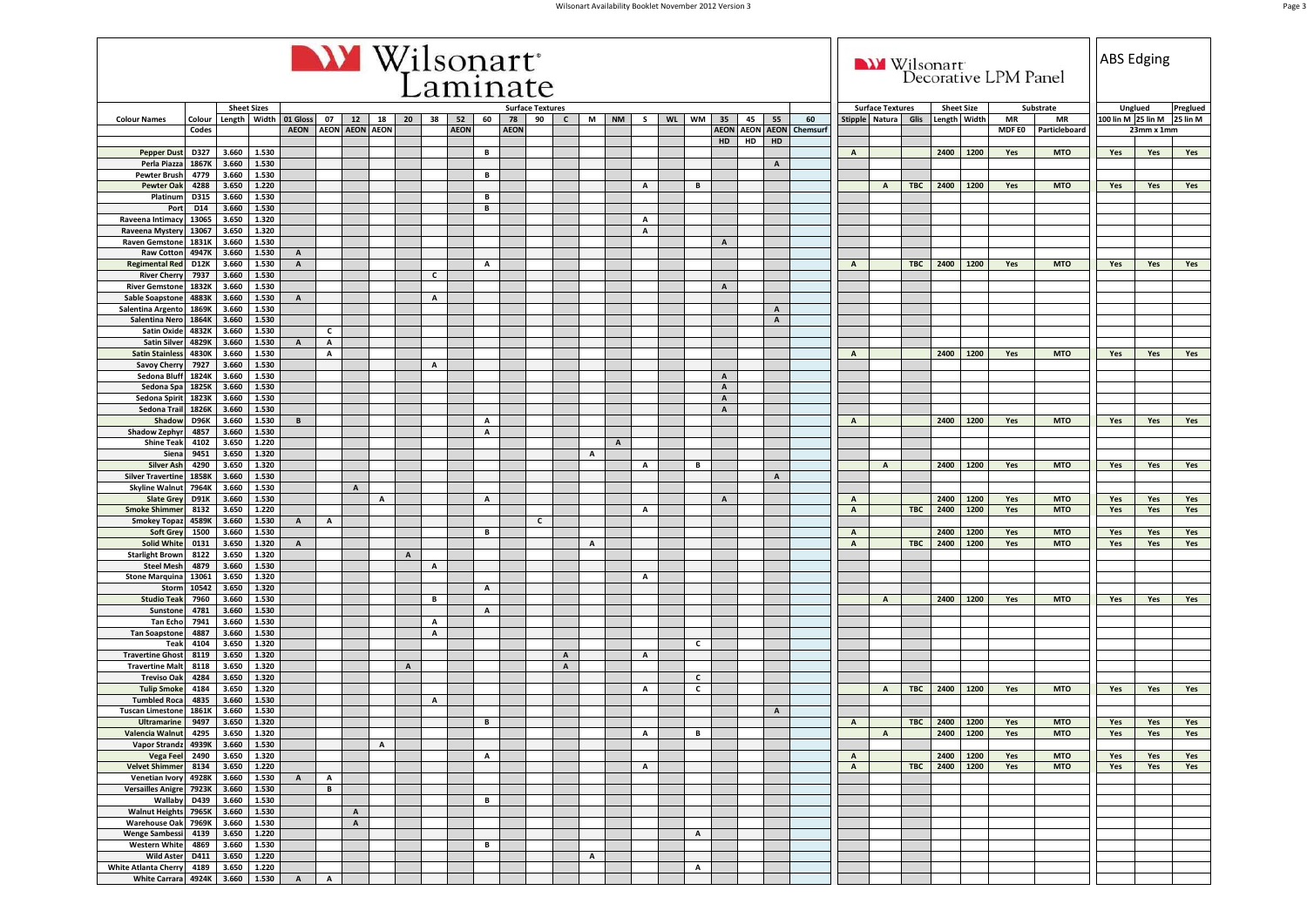| Wilsonart Laminate | | | | | | | | | | | | | | | | | | | | | | | | Wilsonart Decorative LPM Panel | | | | | | | ABS Edging | | |
|---|---|---|---|---|---|---|---|---|---|---|---|---|---|---|---|---|---|---|---|---|---|---|---|---|---|---|---|---|---|---|---|---|---|
| | | Sheet Sizes | | Surface Textures | | | | | | | | | | | | | | | | | | | | Surface Textures | | | Sheet Size | | Substrate | | Unglued | | Preglued |
| Colour Names | Colour | Length | Width | 01 Gloss | 07 | 12 | 18 | 20 | 38 | 52 | 60 | 78 | 90 | C | M | NM | S | WL | WM | 35 | 45 | 55 | 60 | Stipple | Natura | Glis | Length | Width | MR | MR | 100 lin M | 25 lin M | 25 lin M |
| | Codes | | | AEON | AEON | AEON | AEON | | | AEON | | AEON | | | | | | | | AEON | AEON | AEON | Chemsurf | | | | | | MDF E0 | Particleboard | | 23mm x 1mm | |
| | | | | | | | | | | | | | | | | | | | | HD | HD | HD | | | | | | | | | | | |
| Pepper Dust | D327 | 3.660 | 1.530 | | | | | | | | B | | | | | | | | | | | | | A | | | 2400 | 1200 | Yes | MTO | Yes | Yes | Yes |
| Perla Piazza | 1867K | 3.660 | 1.530 | | | | | | | | | | | | | | | | | | | A | | | | | | | | | | | |
| Pewter Brush | 4779 | 3.660 | 1.530 | | | | | | | | B | | | | | | | | | | | | | | | | | | | | | | |
| Pewter Oak | 4288 | 3.650 | 1.220 | | | | | | | | | | | | | | A | | B | | | | | | A | TBC | 2400 | 1200 | Yes | MTO | Yes | Yes | Yes |
| Platinum | D315 | 3.660 | 1.530 | | | | | | | | B | | | | | | | | | | | | | | | | | | | | | | |
| Port | D14 | 3.660 | 1.530 | | | | | | | | B | | | | | | | | | | | | | | | | | | | | | | |
| Raveena Intimacy | 13065 | 3.650 | 1.320 | | | | | | | | | | | | | | A | | | | | | | | | | | | | | | | |
| Raveena Mystery | 13067 | 3.650 | 1.320 | | | | | | | | | | | | | | A | | | | | | | | | | | | | | | | |
| Raven Gemstone | 1831K | 3.660 | 1.530 | | | | | | | | | | | | | | | | | A | | | | | | | | | | | | | |
| Raw Cotton | 4947K | 3.660 | 1.530 | A | | | | | | | | | | | | | | | | | | | | | | | | | | | | | |
| Regimental Red | D12K | 3.660 | 1.530 | A | | | | | | | A | | | | | | | | | | | | | A | | TBC | 2400 | 1200 | Yes | MTO | Yes | Yes | Yes |
| River Cherry | 7937 | 3.660 | 1.530 | | | | | | C | | | | | | | | | | | | | | | | | | | | | | | | |
| River Gemstone | 1832K | 3.660 | 1.530 | | | | | | | | | | | | | | | | | A | | | | | | | | | | | | | |
| Sable Soapstone | 4883K | 3.660 | 1.530 | A | | | | | A | | | | | | | | | | | | | | | | | | | | | | | | |
| Salentina Argento | 1869K | 3.660 | 1.530 | | | | | | | | | | | | | | | | | | | A | | | | | | | | | | | |
| Salentina Nero | 1864K | 3.660 | 1.530 | | | | | | | | | | | | | | | | | | | A | | | | | | | | | | | |
| Satin Oxide | 4832K | 3.660 | 1.530 | | | C | | | | | | | | | | | | | | | | | | | | | | | | | | | |
| Satin Silver | 4829K | 3.660 | 1.530 | A | | A | | | | | | | | | | | | | | | | | | | | | | | | | | | |
| Satin Stainless | 4830K | 3.660 | 1.530 | | | A | | | | | | | | | | | | | | | | | | A | | | 2400 | 1200 | Yes | MTO | Yes | Yes | Yes |
| Savoy Cherry | 7927 | 3.660 | 1.530 | | | | | | A | | | | | | | | | | | | | | | | | | | | | | | | |
| Sedona Bluff | 1824K | 3.660 | 1.530 | | | | | | | | | | | | | | | | | A | | | | | | | | | | | | | |
| Sedona Spa | 1825K | 3.660 | 1.530 | | | | | | | | | | | | | | | | | A | | | | | | | | | | | | | |
| Sedona Spirit | 1823K | 3.660 | 1.530 | | | | | | | | | | | | | | | | | A | | | | | | | | | | | | | |
| Sedona Trail | 1826K | 3.660 | 1.530 | | | | | | | | | | | | | | | | | A | | | | | | | | | | | | | |
| Shadow | D96K | 3.660 | 1.530 | B | | | | | | | A | | | | | | | | | | | | | A | | | 2400 | 1200 | Yes | MTO | Yes | Yes | Yes |
| Shadow Zephyr | 4857 | 3.660 | 1.530 | | | | | | | | A | | | | | | | | | | | | | | | | | | | | | | |
| Shine Teak | 4102 | 3.650 | 1.220 | | | | | | | | | | | | | A | | | | | | | | | | | | | | | | | |
| Siena | 9451 | 3.650 | 1.320 | | | | | | | | | | | | A | | | | | | | | | | | | | | | | | | |
| Silver Ash | 4290 | 3.650 | 1.320 | | | | | | | | | | | | | | A | | B | | | | | | A | | 2400 | 1200 | Yes | MTO | Yes | Yes | Yes |
| Silver Travertine | 1858K | 3.660 | 1.530 | | | | | | | | | | | | | | | | | | | A | | | | | | | | | | | |
| Skyline Walnut | 7964K | 3.660 | 1.530 | | | A | | | | | | | | | | | | | | | | | | | | | | | | | | | |
| Slate Grey | D91K | 3.660 | 1.530 | | | | A | | | | A | | | | | | | | | A | | | | A | | | 2400 | 1200 | Yes | MTO | Yes | Yes | Yes |
| Smoke Shimmer | 8132 | 3.650 | 1.220 | | | | | | | | | | | | | | A | | | | | | | A | | TBC | 2400 | 1200 | Yes | MTO | Yes | Yes | Yes |
| Smokey Topaz | 4589K | 3.660 | 1.530 | A | A | | | | | | | | C | | | | | | | | | | | | | | | | | | | | |
| Soft Grey | 1500 | 3.660 | 1.530 | | | | | | | | B | | | | | | | | | | | | | A | | | 2400 | 1200 | Yes | MTO | Yes | Yes | Yes |
| Solid White | 0131 | 3.650 | 1.320 | A | | | | | | | | | | | A | | | | | | | | | A | | TBC | 2400 | 1200 | Yes | MTO | Yes | Yes | Yes |
| Starlight Brown | 8122 | 3.650 | 1.320 | | | | | A | | | | | | | | | | | | | | | | | | | | | | | | | |
| Steel Mesh | 4879 | 3.660 | 1.530 | | | | | | A | | | | | | | | | | | | | | | | | | | | | | | | |
| Stone Marquina | 13061 | 3.650 | 1.320 | | | | | | | | | | | | | | A | | | | | | | | | | | | | | | | |
| Storm | 10542 | 3.650 | 1.320 | | | | | | | | A | | | | | | | | | | | | | | | | | | | | | | |
| Studio Teak | 7960 | 3.660 | 1.530 | | | | | | B | | | | | | | | | | | | | | | | A | | 2400 | 1200 | Yes | MTO | Yes | Yes | Yes |
| Sunstone | 4781 | 3.660 | 1.530 | | | | | | | | A | | | | | | | | | | | | | | | | | | | | | | |
| Tan Echo | 7941 | 3.660 | 1.530 | | | | | | A | | | | | | | | | | | | | | | | | | | | | | | | |
| Tan Soapstone | 4887 | 3.660 | 1.530 | | | | | | A | | | | | | | | | | | | | | | | | | | | | | | | |
| Teak | 4104 | 3.650 | 1.320 | | | | | | | | | | | | | | | | C | | | | | | | | | | | | | | |
| Travertine Ghost | 8119 | 3.650 | 1.320 | | | | | | | | | | | A | | | A | | | | | | | | | | | | | | | | |
| Travertine Malt | 8118 | 3.650 | 1.320 | | | | | A | | | | | | A | | | | | | | | | | | | | | | | | | | |
| Treviso Oak | 4284 | 3.650 | 1.320 | | | | | | | | | | | | | | | | C | | | | | | | | | | | | | | |
| Tulip Smoke | 4184 | 3.650 | 1.320 | | | | | | | | | | | | | | A | | C | | | | | | A | TBC | 2400 | 1200 | Yes | MTO | Yes | Yes | Yes |
| Tumbled Roca | 4835 | 3.660 | 1.530 | | | | | | A | | | | | | | | | | | | | | | | | | | | | | | | |
| Tuscan Limestone | 1861K | 3.660 | 1.530 | | | | | | | | | | | | | | | | | | | A | | | | | | | | | | | |
| Ultramarine | 9497 | 3.650 | 1.320 | | | | | | | | B | | | | | | | | | | | | | A | | TBC | 2400 | 1200 | Yes | MTO | Yes | Yes | Yes |
| Valencia Walnut | 4295 | 3.650 | 1.320 | | | | | | | | | | | | | | A | | B | | | | | | A | | 2400 | 1200 | Yes | MTO | Yes | Yes | Yes |
| Vapor Strandz | 4939K | 3.660 | 1.530 | | | | A | | | | | | | | | | | | | | | | | | | | | | | | | | |
| Vega Feel | 2490 | 3.650 | 1.320 | | | | | | | | A | | | | | | | | | | | | | A | | | 2400 | 1200 | Yes | MTO | Yes | Yes | Yes |
| Velvet Shimmer | 8134 | 3.650 | 1.220 | | | | | | | | | | | | | | A | | | | | | | A | | TBC | 2400 | 1200 | Yes | MTO | Yes | Yes | Yes |
| Venetian Ivory | 4928K | 3.660 | 1.530 | A | A | | | | | | | | | | | | | | | | | | | | | | | | | | | | |
| Versailles Anigre | 7923K | 3.660 | 1.530 | | B | | | | | | | | | | | | | | | | | | | | | | | | | | | | |
| Wallaby | D439 | 3.660 | 1.530 | | | | | | | | B | | | | | | | | | | | | | | | | | | | | | | |
| Walnut Heights | 7965K | 3.660 | 1.530 | | | A | | | | | | | | | | | | | | | | | | | | | | | | | | | |
| Warehouse Oak | 7969K | 3.660 | 1.530 | | | A | | | | | | | | | | | | | | | | | | | | | | | | | | | |
| Wenge Sambessi | 4139 | 3.650 | 1.220 | | | | | | | | | | | | | | | | A | | | | | | | | | | | | | | |
| Western White | 4869 | 3.660 | 1.530 | | | | | | | | B | | | | | | | | | | | | | | | | | | | | | | |
| Wild Aster | D411 | 3.650 | 1.220 | | | | | | | | | | | | A | | | | | | | | | | | | | | | | | | |
| White Atlanta Cherry | 4189 | 3.650 | 1.220 | | | | | | | | | | | | | | | | A | | | | | | | | | | | | | | |
| White Carrara | 4924K | 3.660 | 1.530 | A | A | | | | | | | | | | | | | | | | | | | | | | | | | | | | |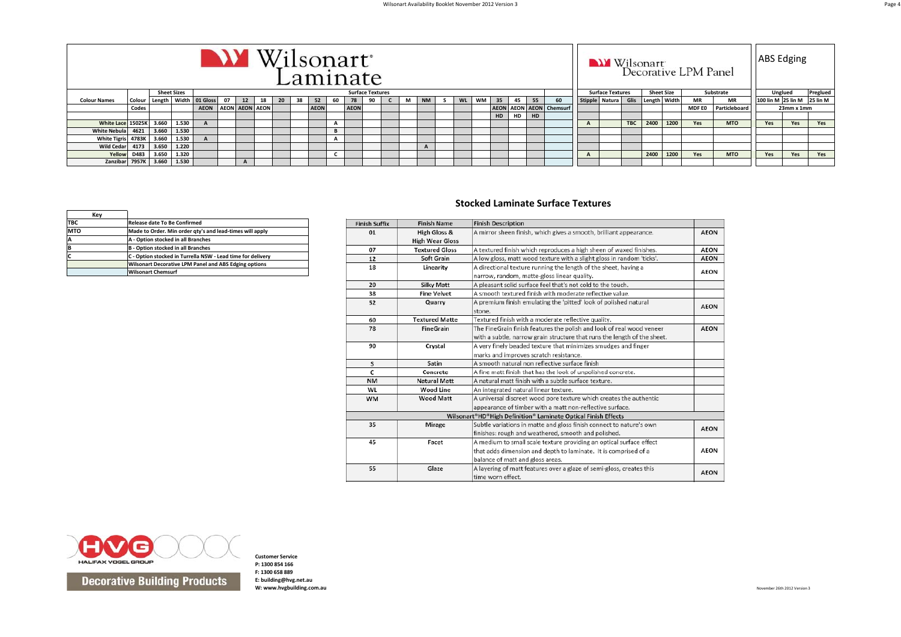# Wilsonart Laminate | Wilsonart Decorative LPM Panel | ABS Edging

| | | Sheet Sizes | | Surface Textures | | | | | | | | | | | | | | | | | | | | Surface Textures | | | Sheet Size | | Substrate | | Unglued | | Preglued |
|---|---|---|---|---|---|---|---|---|---|---|---|---|---|---|---|---|---|---|---|---|---|---|---|---|---|---|---|---|---|---|---|---|---|
| Colour Names | Colour | Length | Width | 01 Gloss | 07 | 12 | 18 | 20 | 38 | 52 | 60 | 78 | 90 | C | M | NM | S | WL | WM | 35 | 45 | 55 | 60 | Stipple | Natura | Glis | Length | Width | MR | MR | 100 lin M | 25 lin M | 25 lin M |
| | Codes | | | AEON | AEON | AEON | AEON | | | AEON | | AEON | | | | | | | | AEON | AEON | AEON | Chemsurf | | | | | | MDF E0 | Particleboard | 23mm x 1mm | | |
| | | | | | | | | | | | | | | | | | | | | HD | HD | HD | | | | | | | | | | | |
| White Lace | 15025K | 3.660 | 1.530 | A | | | | | | | A | | | | | | | | | | | | | A | | TBC | 2400 | 1200 | Yes | MTO | Yes | Yes | Yes |
| White Nebula | 4621 | 3.660 | 1.530 | | | | | | | | B | | | | | | | | | | | | | | | | | | | | | | |
| White Tigris | 4783K | 3.660 | 1.530 | A | | | | | | | A | | | | | | | | | | | | | | | | | | | | | | |
| Wild Cedar | 4173 | 3.650 | 1.220 | | | | | | | | | | | | | A | | | | | | | | | | | | | | | | | |
| Yellow | D483 | 3.650 | 1.320 | | | | | | | | C | | | | | | | | | | | | | A | | | 2400 | 1200 | Yes | MTO | Yes | Yes | Yes |
| Zanzibar | 7957K | 3.660 | 1.530 | | | A | | | | | | | | | | | | | | | | | | | | | | | | | | | |

| Key | |
|---|---|
| TBC | Release date To Be Confirmed |
| MTO | Made to Order. Min order qty's and lead-times will apply |
| A | A - Option stocked in all Branches |
| B | B - Option stocked in all Branches |
| C | C - Option stocked in Turrella NSW - Lead time for delivery |
| | Wilsonart Decorative LPM Panel and ABS Edging options |
| | Wilsonart Chemsurf |

## Stocked Laminate Surface Textures

| Finish Suffix | Finish Name | Finish Description | |
|---|---|---|---|
| 01 | High Gloss & High Wear Gloss | A mirror sheen finish, which gives a smooth, brilliant appearance. | AEON |
| 07 | Textured Gloss | A textured finish which reproduces a high sheen of waxed finishes. | AEON |
| 12 | Soft Grain | A low gloss, matt wood texture with a slight gloss in random 'ticks'. | AEON |
| 18 | Linearity | A directional texture running the length of the sheet, having a narrow, random, matte-gloss linear quality. | AEON |
| 20 | Silky Matt | A pleasant solid surface feel that's not cold to the touch. | |
| 38 | Fine Velvet | A smooth textured finish with moderate reflective value. | |
| 52 | Quarry | A premium finish emulating the 'pitted' look of polished natural stone. | AEON |
| 60 | Textured Matte | Textured finish with a moderate reflective quality. | |
| 78 | FineGrain | The FineGrain finish features the polish and look of real wood veneer with a subtle, narrow grain structure that runs the length of the sheet. | AEON |
| 90 | Crystal | A very finely beaded texture that minimizes smudges and finger marks and improves scratch resistance. | |
| S | Satin | A smooth natural non reflective surface finish | |
| C | Concrete | A fine matt finish that has the look of unpolished concrete. | |
| NM | Natural Matt | A natural matt finish with a subtle surface texture. | |
| WL | Wood Line | An integrated natural linear texture. | |
| WM | Wood Matt | A universal discreet wood pore texture which creates the authentic appearance of timber with a matt non-reflective surface. | |
| Wilsonart®HD®High Definition® Laminate Optical Finish Effects | | | |
| 35 | Mirage | Subtle variations in matte and gloss finish connect to nature's own finishes: rough and weathered, smooth and polished. | AEON |
| 45 | Facet | A medium to small scale texture providing an optical surface effect that adds dimension and depth to laminate. It is comprised of a balance of matt and gloss areas. | AEON |
| 55 | Glaze | A layering of matt features over a glaze of semi-gloss, creates this time worn effect. | AEON |

HALIFAX VOGEL GROUP

Decorative Building Products

**Customer Service**
**P: 1300 854 166**
**F: 1300 658 889**
**E: building@hvg.net.au**
**W: www.hvgbuilding.com.au**

November 26th 2012 Version 3